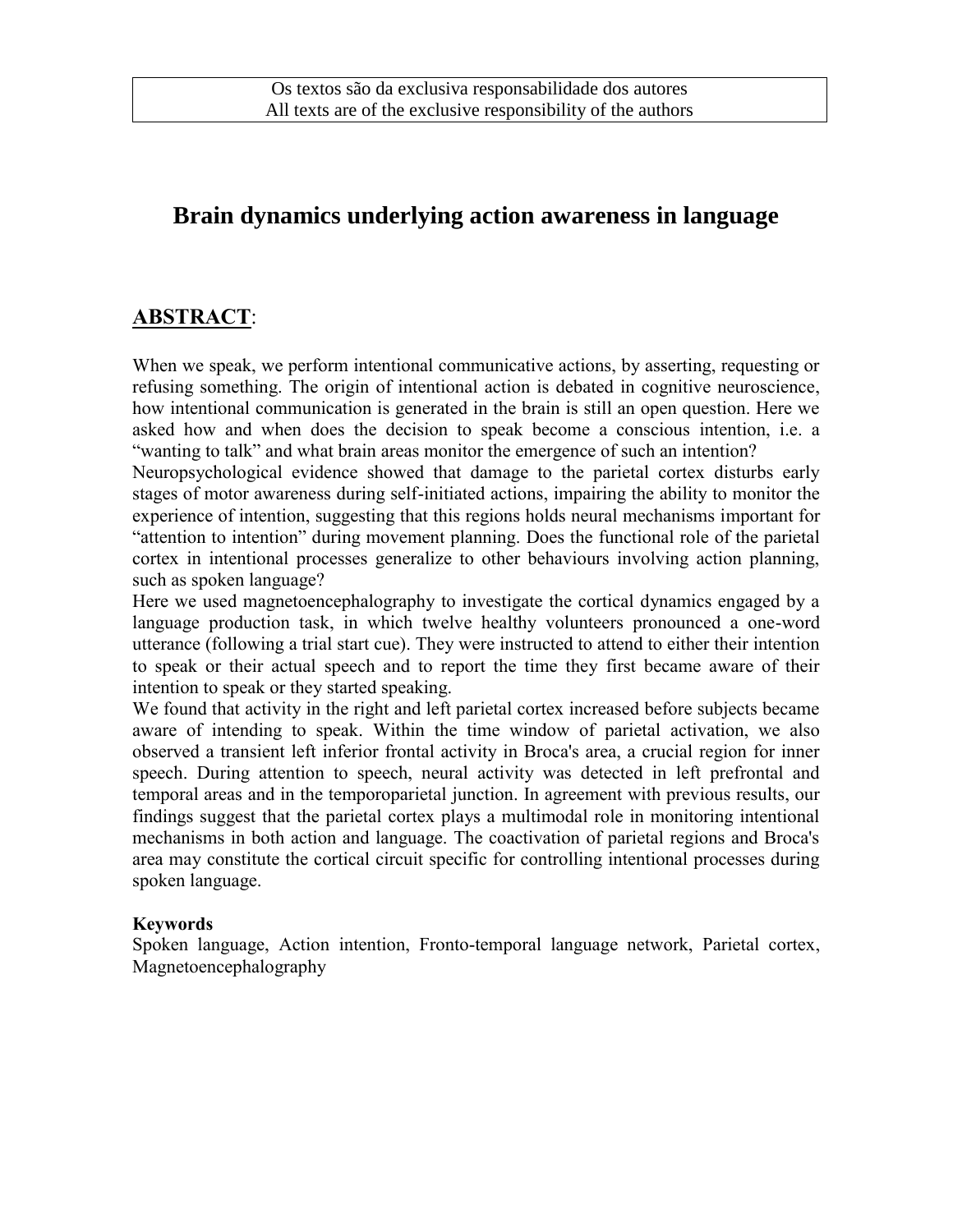Os textos são da exclusiva responsabilidade dos autores
All texts are of the exclusive responsibility of the authors

# Brain dynamics underlying action awareness in language

## ABSTRACT:

When we speak, we perform intentional communicative actions, by asserting, requesting or refusing something. The origin of intentional action is debated in cognitive neuroscience, how intentional communication is generated in the brain is still an open question. Here we asked how and when does the decision to speak become a conscious intention, i.e. a "wanting to talk" and what brain areas monitor the emergence of such an intention?

Neuropsychological evidence showed that damage to the parietal cortex disturbs early stages of motor awareness during self-initiated actions, impairing the ability to monitor the experience of intention, suggesting that this regions holds neural mechanisms important for "attention to intention" during movement planning. Does the functional role of the parietal cortex in intentional processes generalize to other behaviours involving action planning, such as spoken language?

Here we used magnetoencephalography to investigate the cortical dynamics engaged by a language production task, in which twelve healthy volunteers pronounced a one-word utterance (following a trial start cue). They were instructed to attend to either their intention to speak or their actual speech and to report the time they first became aware of their intention to speak or they started speaking.

We found that activity in the right and left parietal cortex increased before subjects became aware of intending to speak. Within the time window of parietal activation, we also observed a transient left inferior frontal activity in Broca's area, a crucial region for inner speech. During attention to speech, neural activity was detected in left prefrontal and temporal areas and in the temporoparietal junction. In agreement with previous results, our findings suggest that the parietal cortex plays a multimodal role in monitoring intentional mechanisms in both action and language. The coactivation of parietal regions and Broca's area may constitute the cortical circuit specific for controlling intentional processes during spoken language.

**Keywords**

Spoken language, Action intention, Fronto-temporal language network, Parietal cortex, Magnetoencephalography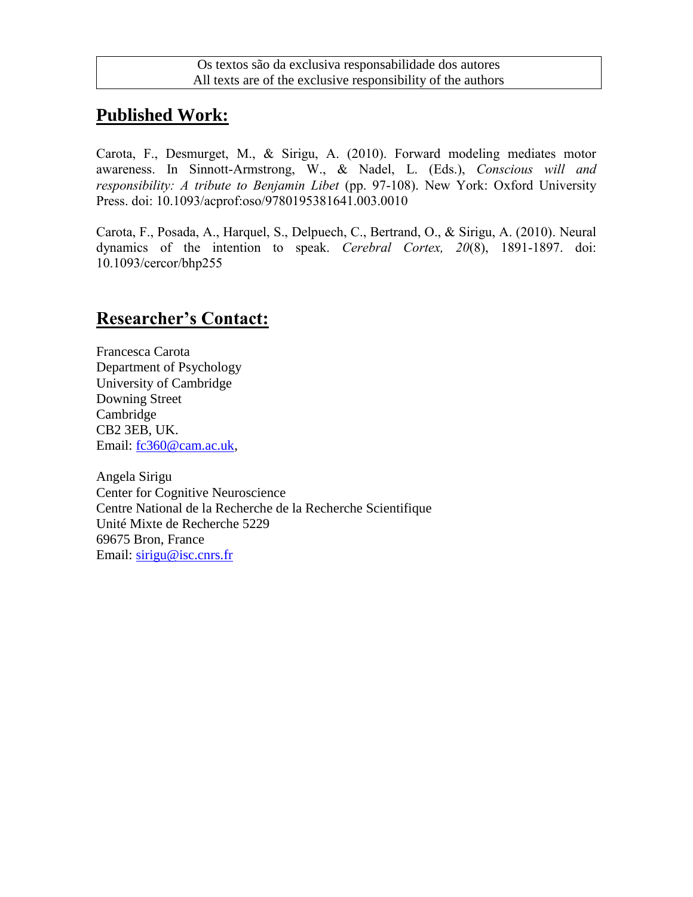Os textos são da exclusiva responsabilidade dos autores
All texts are of the exclusive responsibility of the authors

## Published Work:

Carota, F., Desmurget, M., & Sirigu, A. (2010). Forward modeling mediates motor awareness. In Sinnott-Armstrong, W., & Nadel, L. (Eds.), *Conscious will and responsibility: A tribute to Benjamin Libet* (pp. 97-108). New York: Oxford University Press. doi: 10.1093/acprof:oso/9780195381641.003.0010

Carota, F., Posada, A., Harquel, S., Delpuech, C., Bertrand, O., & Sirigu, A. (2010). Neural dynamics of the intention to speak. *Cerebral Cortex, 20*(8), 1891-1897. doi: 10.1093/cercor/bhp255

## Researcher's Contact:

Francesca Carota
Department of Psychology
University of Cambridge
Downing Street
Cambridge
CB2 3EB, UK.
Email: fc360@cam.ac.uk,

Angela Sirigu
Center for Cognitive Neuroscience
Centre National de la Recherche de la Recherche Scientifique
Unité Mixte de Recherche 5229
69675 Bron, France
Email: sirigu@isc.cnrs.fr